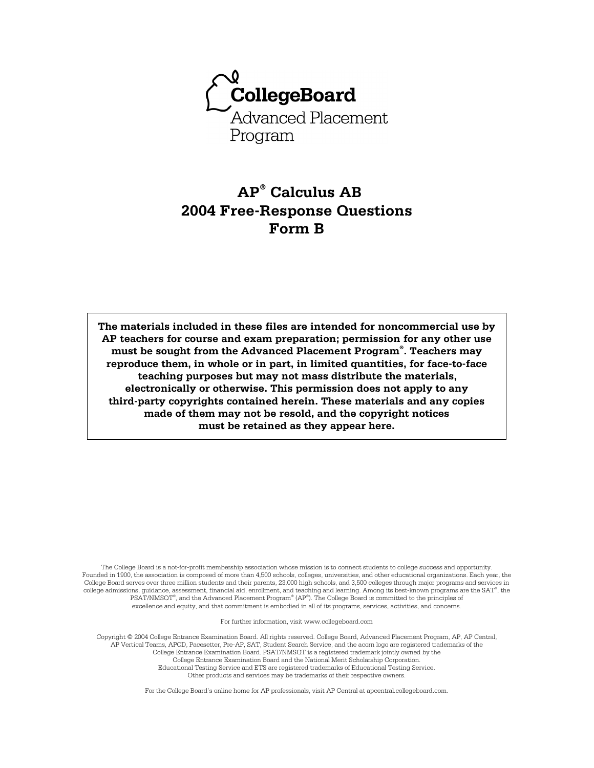CollegeBoard

Advanced Placement Program

# AP® Calculus AB
# 2004 Free-Response Questions
# Form B

**The materials included in these files are intended for noncommercial use by AP teachers for course and exam preparation; permission for any other use must be sought from the Advanced Placement Program®. Teachers may reproduce them, in whole or in part, in limited quantities, for face-to-face teaching purposes but may not mass distribute the materials, electronically or otherwise. This permission does not apply to any third-party copyrights contained herein. These materials and any copies made of them may not be resold, and the copyright notices must be retained as they appear here.**

The College Board is a not-for-profit membership association whose mission is to connect students to college success and opportunity. Founded in 1900, the association is composed of more than 4,500 schools, colleges, universities, and other educational organizations. Each year, the College Board serves over three million students and their parents, 23,000 high schools, and 3,500 colleges through major programs and services in college admissions, guidance, assessment, financial aid, enrollment, and teaching and learning. Among its best-known programs are the SAT®, the PSAT/NMSQT®, and the Advanced Placement Program® (AP®). The College Board is committed to the principles of excellence and equity, and that commitment is embodied in all of its programs, services, activities, and concerns.

For further information, visit www.collegeboard.com

Copyright © 2004 College Entrance Examination Board. All rights reserved. College Board, Advanced Placement Program, AP, AP Central, AP Vertical Teams, APCD, Pacesetter, Pre-AP, SAT, Student Search Service, and the acorn logo are registered trademarks of the College Entrance Examination Board. PSAT/NMSQT is a registered trademark jointly owned by the College Entrance Examination Board and the National Merit Scholarship Corporation. Educational Testing Service and ETS are registered trademarks of Educational Testing Service. Other products and services may be trademarks of their respective owners.

For the College Board's online home for AP professionals, visit AP Central at apcentral.collegeboard.com.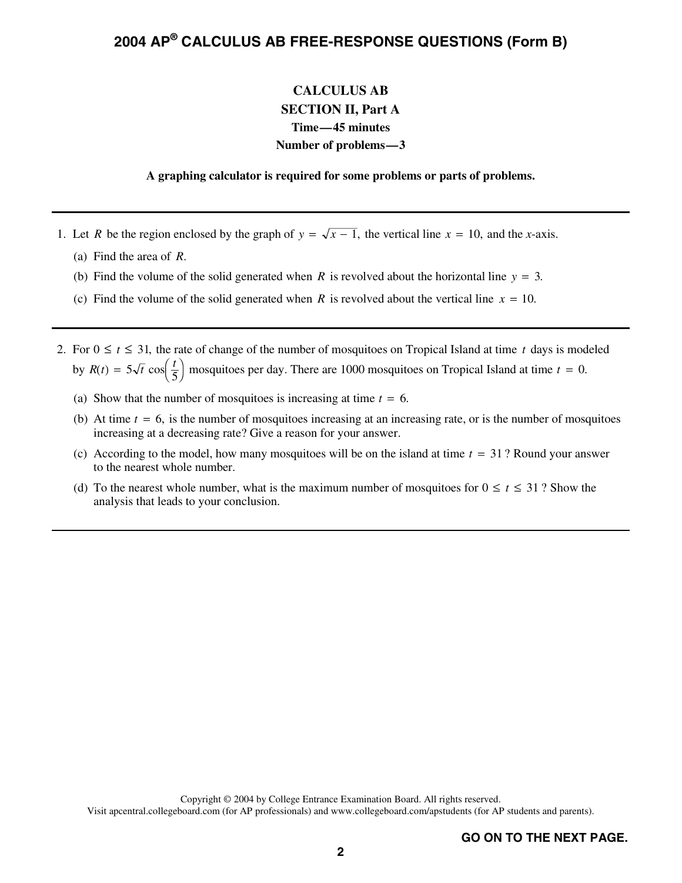# CALCULUS AB

## SECTION II, Part A

**Time—45 minutes**

**Number of problems—3**

**A graphing calculator is required for some problems or parts of problems.**

---

1. Let $R$ be the region enclosed by the graph of $y = \sqrt{x - 1}$, the vertical line $x = 10$, and the $x$-axis.

   (a) Find the area of $R$.

   (b) Find the volume of the solid generated when $R$ is revolved about the horizontal line $y = 3$.

   (c) Find the volume of the solid generated when $R$ is revolved about the vertical line $x = 10$.

---

2. For $0 \leq t \leq 31$, the rate of change of the number of mosquitoes on Tropical Island at time $t$ days is modeled by $R(t) = 5\sqrt{t}\cos\left(\frac{t}{5}\right)$ mosquitoes per day. There are 1000 mosquitoes on Tropical Island at time $t = 0$.

   (a) Show that the number of mosquitoes is increasing at time $t = 6$.

   (b) At time $t = 6$, is the number of mosquitoes increasing at an increasing rate, or is the number of mosquitoes increasing at a decreasing rate? Give a reason for your answer.

   (c) According to the model, how many mosquitoes will be on the island at time $t = 31$? Round your answer to the nearest whole number.

   (d) To the nearest whole number, what is the maximum number of mosquitoes for $0 \leq t \leq 31$? Show the analysis that leads to your conclusion.

---

GO ON TO THE NEXT PAGE.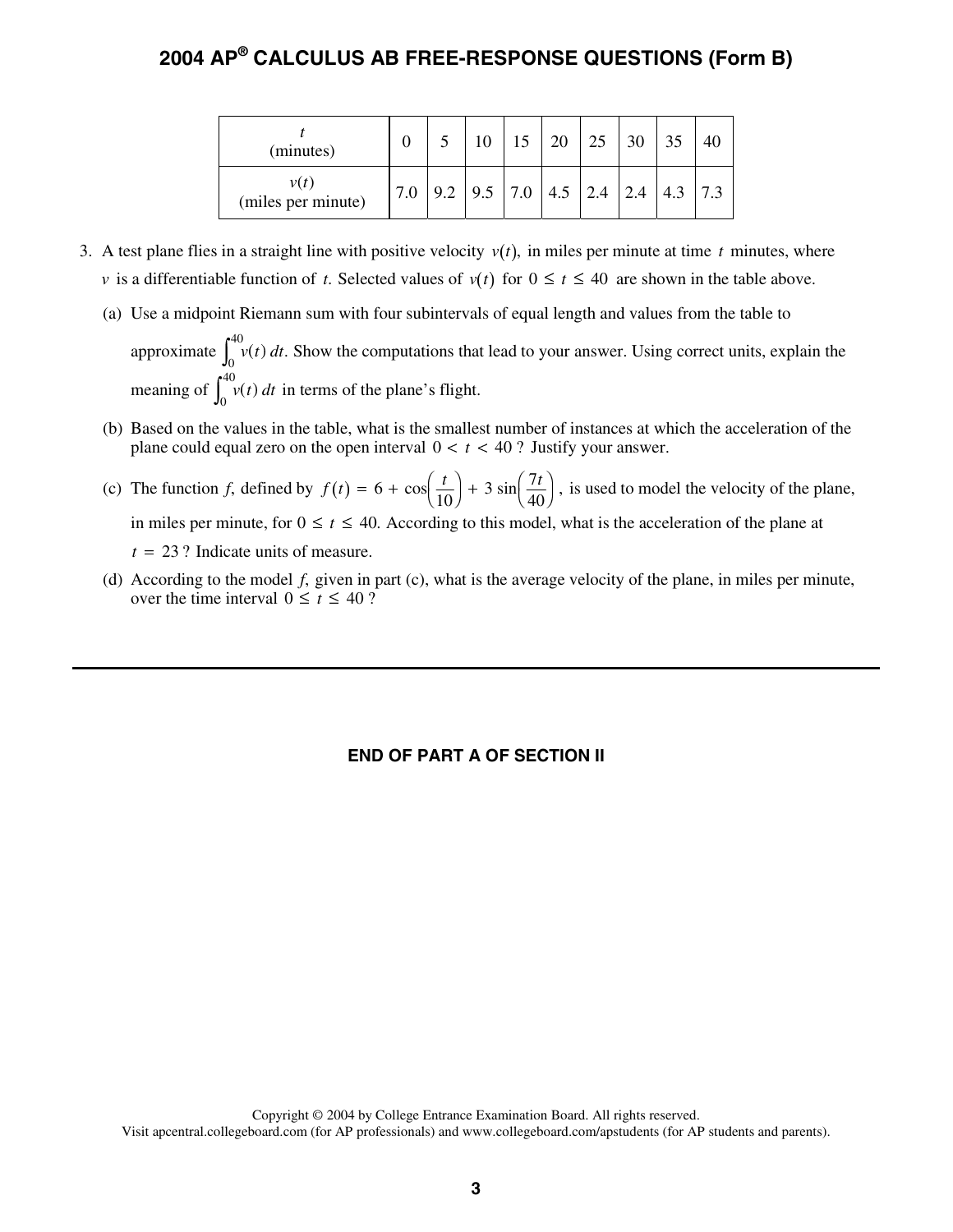# 2004 AP® CALCULUS AB FREE-RESPONSE QUESTIONS (Form B)

| $t$ (minutes) | 0 | 5 | 10 | 15 | 20 | 25 | 30 | 35 | 40 |
|---|---|---|---|---|---|---|---|---|---|
| $v(t)$ (miles per minute) | 7.0 | 9.2 | 9.5 | 7.0 | 4.5 | 2.4 | 2.4 | 4.3 | 7.3 |

3. A test plane flies in a straight line with positive velocity $v(t)$, in miles per minute at time $t$ minutes, where $v$ is a differentiable function of $t$. Selected values of $v(t)$ for $0 \le t \le 40$ are shown in the table above.

   (a) Use a midpoint Riemann sum with four subintervals of equal length and values from the table to approximate $\int_0^{40} v(t)\,dt$. Show the computations that lead to your answer. Using correct units, explain the meaning of $\int_0^{40} v(t)\,dt$ in terms of the plane's flight.

   (b) Based on the values in the table, what is the smallest number of instances at which the acceleration of the plane could equal zero on the open interval $0 < t < 40$? Justify your answer.

   (c) The function $f$, defined by $f(t) = 6 + \cos\left(\frac{t}{10}\right) + 3\sin\left(\frac{7t}{40}\right)$, is used to model the velocity of the plane, in miles per minute, for $0 \le t \le 40$. According to this model, what is the acceleration of the plane at $t = 23$? Indicate units of measure.

   (d) According to the model $f$, given in part (c), what is the average velocity of the plane, in miles per minute, over the time interval $0 \le t \le 40$?

---

**END OF PART A OF SECTION II**

Copyright © 2004 by College Entrance Examination Board. All rights reserved.
Visit apcentral.collegeboard.com (for AP professionals) and www.collegeboard.com/apstudents (for AP students and parents).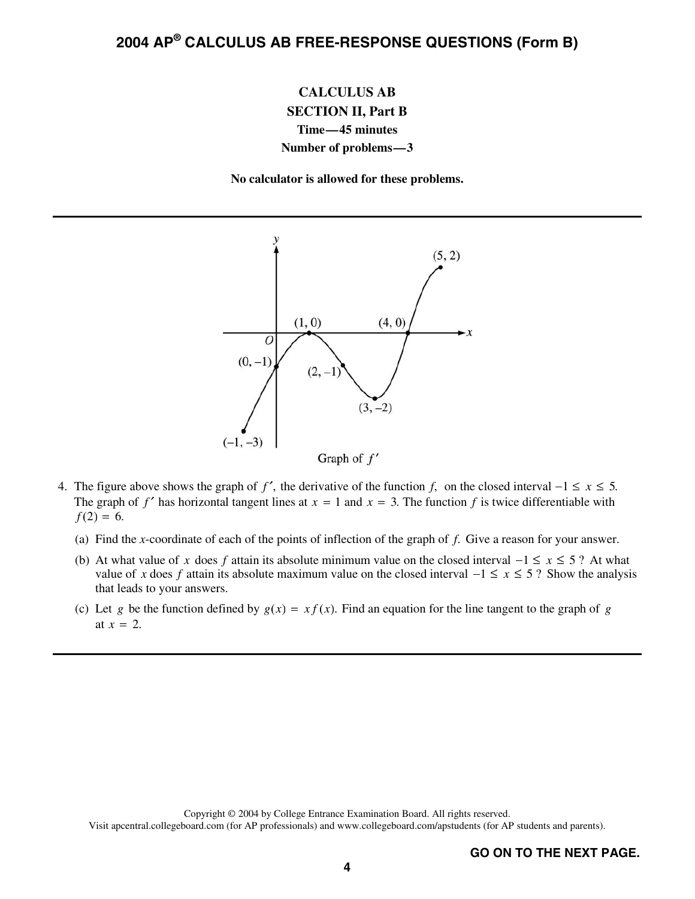# CALCULUS AB

## SECTION II, Part B

**Time—45 minutes**

**Number of problems—3**

**No calculator is allowed for these problems.**

---

Graph of $f'$

4. The figure above shows the graph of $f'$, the derivative of the function $f$, on the closed interval $-1 \le x \le 5$. The graph of $f'$ has horizontal tangent lines at $x = 1$ and $x = 3$. The function $f$ is twice differentiable with $f(2) = 6$.

   (a) Find the $x$-coordinate of each of the points of inflection of the graph of $f$. Give a reason for your answer.

   (b) At what value of $x$ does $f$ attain its absolute minimum value on the closed interval $-1 \le x \le 5$? At what value of $x$ does $f$ attain its absolute maximum value on the closed interval $-1 \le x \le 5$? Show the analysis that leads to your answers.

   (c) Let $g$ be the function defined by $g(x) = x f(x)$. Find an equation for the line tangent to the graph of $g$ at $x = 2$.

---

Copyright © 2004 by College Entrance Examination Board. All rights reserved.
Visit apcentral.collegeboard.com (for AP professionals) and www.collegeboard.com/apstudents (for AP students and parents).

**GO ON TO THE NEXT PAGE.**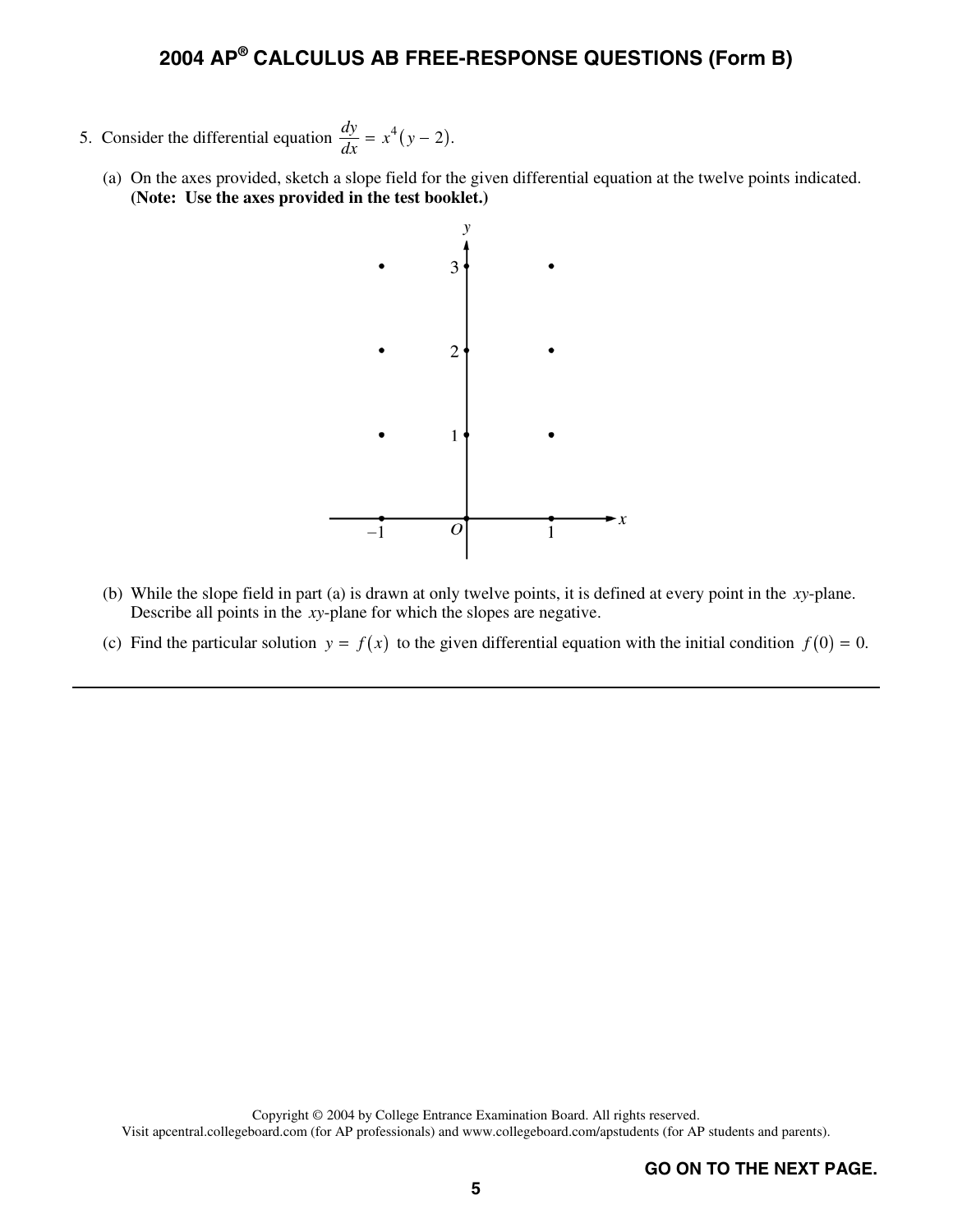5. Consider the differential equation $\frac{dy}{dx} = x^4(y - 2)$.

   (a) On the axes provided, sketch a slope field for the given differential equation at the twelve points indicated. **(Note: Use the axes provided in the test booklet.)**

   (b) While the slope field in part (a) is drawn at only twelve points, it is defined at every point in the $xy$-plane. Describe all points in the $xy$-plane for which the slopes are negative.

   (c) Find the particular solution $y = f(x)$ to the given differential equation with the initial condition $f(0) = 0$.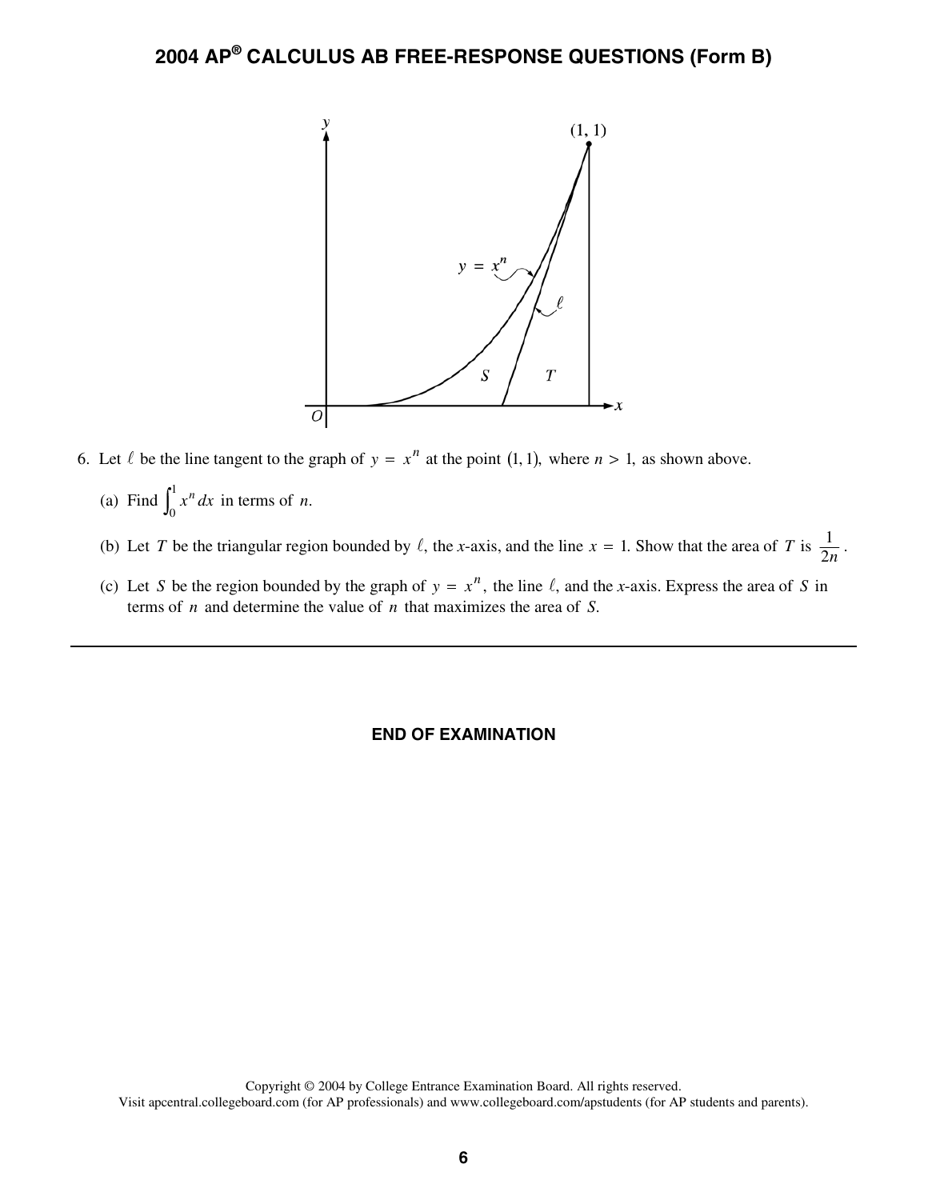6. Let $\ell$ be the line tangent to the graph of $y = x^n$ at the point $(1, 1)$, where $n > 1$, as shown above.

y

(1, 1)

$y = x^n$

$\ell$

S

T

O

x

(a) Find $\int_0^1 x^n \, dx$ in terms of $n$.

(b) Let $T$ be the triangular region bounded by $\ell$, the $x$-axis, and the line $x = 1$. Show that the area of $T$ is $\frac{1}{2n}$.

(c) Let $S$ be the region bounded by the graph of $y = x^n$, the line $\ell$, and the $x$-axis. Express the area of $S$ in terms of $n$ and determine the value of $n$ that maximizes the area of $S$.

---

**END OF EXAMINATION**